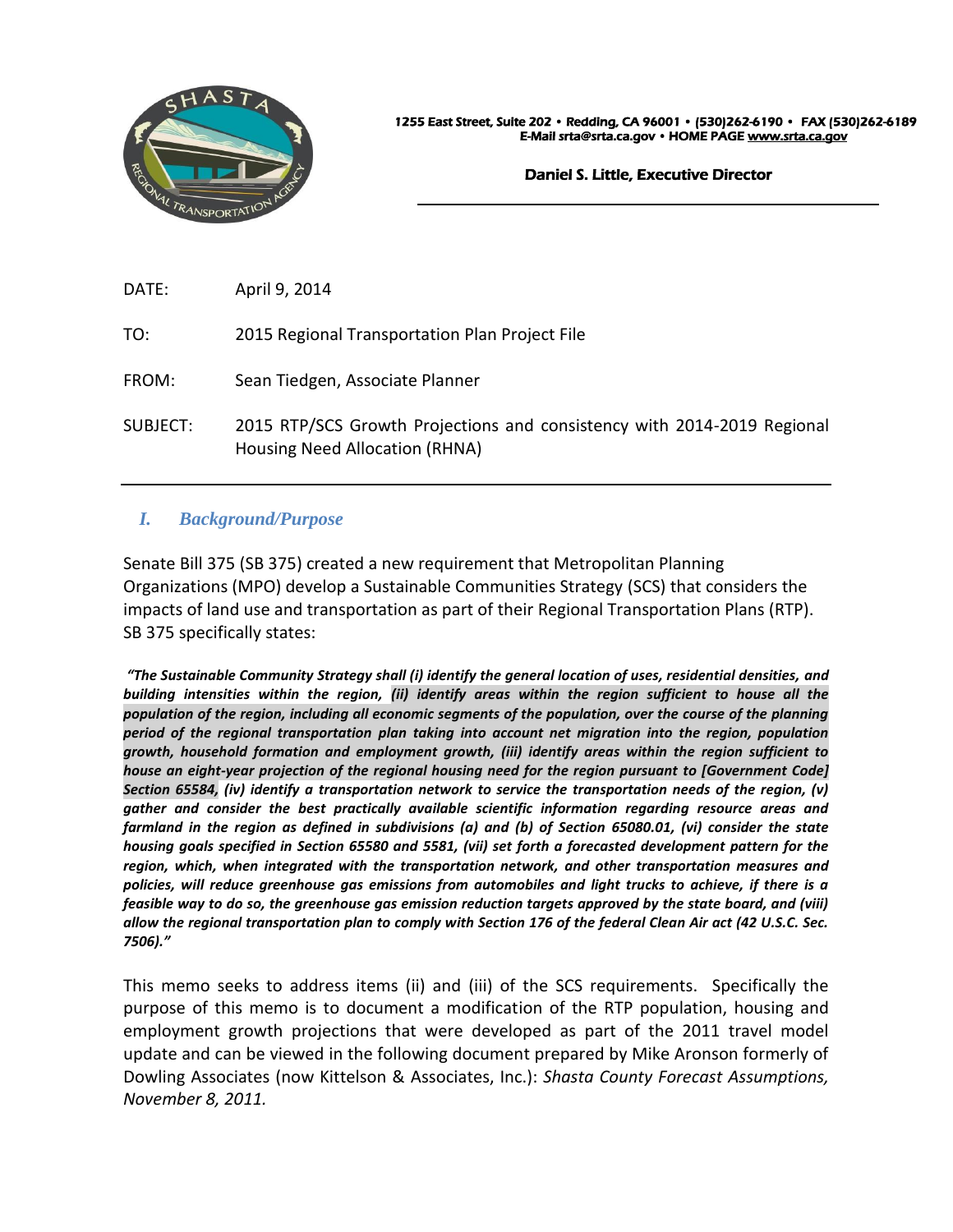1255 East Street, Suite 202 • Redding, CA 96001 • (530)262-6190 • FAX (530)262-6189
E-Mail srta@srta.ca.gov • HOME PAGE www.srta.ca.gov

**Daniel S. Little, Executive Director**

| | |
|---|---|
| DATE: | April 9, 2014 |
| TO: | 2015 Regional Transportation Plan Project File |
| FROM: | Sean Tiedgen, Associate Planner |
| SUBJECT: | 2015 RTP/SCS Growth Projections and consistency with 2014-2019 Regional Housing Need Allocation (RHNA) |

## *I. Background/Purpose*

Senate Bill 375 (SB 375) created a new requirement that Metropolitan Planning Organizations (MPO) develop a Sustainable Communities Strategy (SCS) that considers the impacts of land use and transportation as part of their Regional Transportation Plans (RTP). SB 375 specifically states:

***"The Sustainable Community Strategy shall (i) identify the general location of uses, residential densities, and building intensities within the region, (ii) identify areas within the region sufficient to house all the population of the region, including all economic segments of the population, over the course of the planning period of the regional transportation plan taking into account net migration into the region, population growth, household formation and employment growth, (iii) identify areas within the region sufficient to house an eight-year projection of the regional housing need for the region pursuant to [Government Code] Section 65584, (iv) identify a transportation network to service the transportation needs of the region, (v) gather and consider the best practically available scientific information regarding resource areas and farmland in the region as defined in subdivisions (a) and (b) of Section 65080.01, (vi) consider the state housing goals specified in Section 65580 and 5581, (vii) set forth a forecasted development pattern for the region, which, when integrated with the transportation network, and other transportation measures and policies, will reduce greenhouse gas emissions from automobiles and light trucks to achieve, if there is a feasible way to do so, the greenhouse gas emission reduction targets approved by the state board, and (viii) allow the regional transportation plan to comply with Section 176 of the federal Clean Air act (42 U.S.C. Sec. 7506)."***

This memo seeks to address items (ii) and (iii) of the SCS requirements. Specifically the purpose of this memo is to document a modification of the RTP population, housing and employment growth projections that were developed as part of the 2011 travel model update and can be viewed in the following document prepared by Mike Aronson formerly of Dowling Associates (now Kittelson & Associates, Inc.): *Shasta County Forecast Assumptions, November 8, 2011.*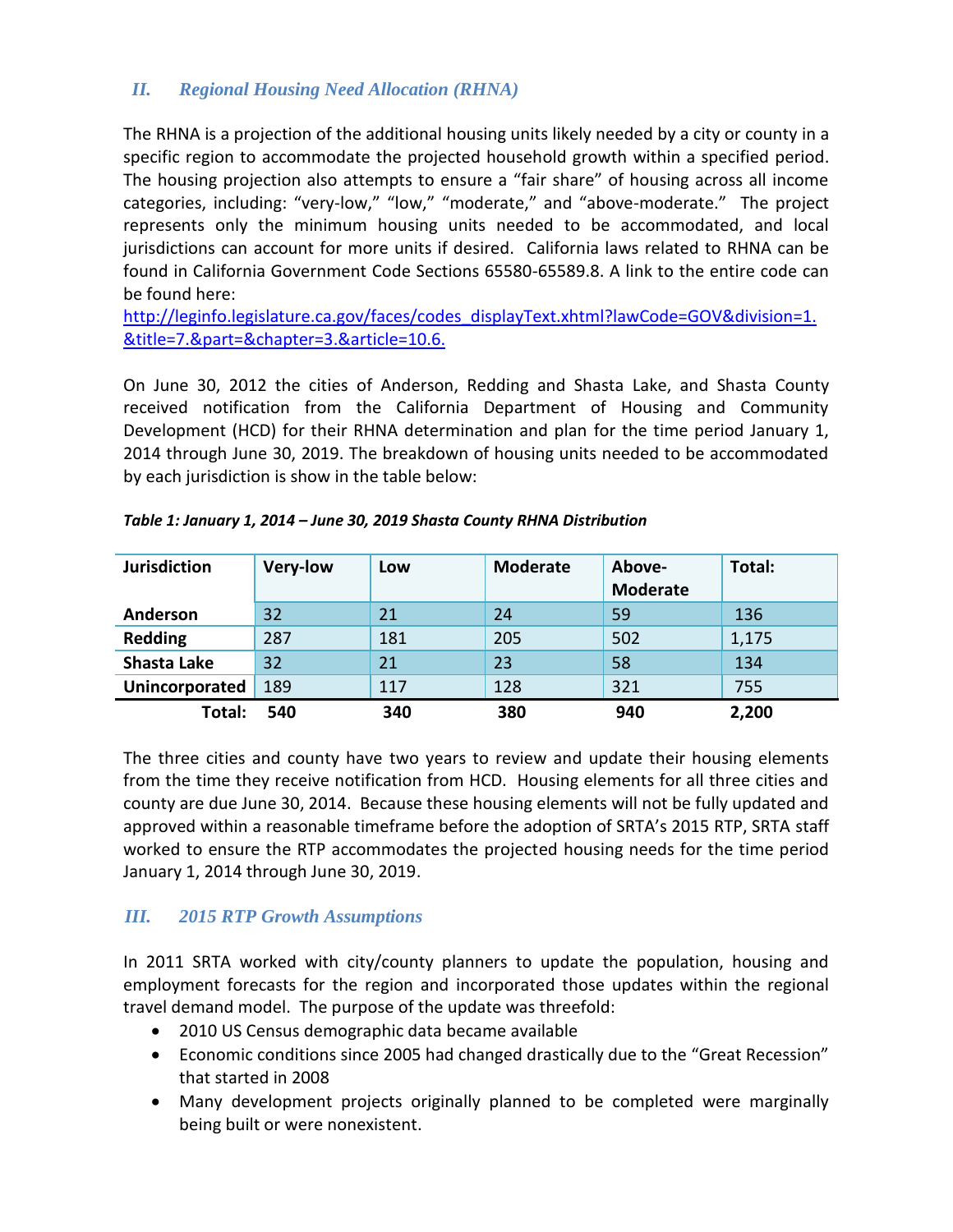## II. *Regional Housing Need Allocation (RHNA)*

The RHNA is a projection of the additional housing units likely needed by a city or county in a specific region to accommodate the projected household growth within a specified period. The housing projection also attempts to ensure a "fair share" of housing across all income categories, including: "very-low," "low," "moderate," and "above-moderate." The project represents only the minimum housing units needed to be accommodated, and local jurisdictions can account for more units if desired. California laws related to RHNA can be found in California Government Code Sections 65580-65589.8. A link to the entire code can be found here:
http://leginfo.legislature.ca.gov/faces/codes_displayText.xhtml?lawCode=GOV&division=1.&title=7.&part=&chapter=3.&article=10.6.

On June 30, 2012 the cities of Anderson, Redding and Shasta Lake, and Shasta County received notification from the California Department of Housing and Community Development (HCD) for their RHNA determination and plan for the time period January 1, 2014 through June 30, 2019. The breakdown of housing units needed to be accommodated by each jurisdiction is show in the table below:

***Table 1: January 1, 2014 – June 30, 2019 Shasta County RHNA Distribution***

| Jurisdiction | Very-low | Low | Moderate | Above-Moderate | Total: |
|---|---|---|---|---|---|
| **Anderson** | 32 | 21 | 24 | 59 | 136 |
| **Redding** | 287 | 181 | 205 | 502 | 1,175 |
| **Shasta Lake** | 32 | 21 | 23 | 58 | 134 |
| **Unincorporated** | 189 | 117 | 128 | 321 | 755 |
| **Total:** | **540** | **340** | **380** | **940** | **2,200** |

The three cities and county have two years to review and update their housing elements from the time they receive notification from HCD. Housing elements for all three cities and county are due June 30, 2014. Because these housing elements will not be fully updated and approved within a reasonable timeframe before the adoption of SRTA's 2015 RTP, SRTA staff worked to ensure the RTP accommodates the projected housing needs for the time period January 1, 2014 through June 30, 2019.

## III. *2015 RTP Growth Assumptions*

In 2011 SRTA worked with city/county planners to update the population, housing and employment forecasts for the region and incorporated those updates within the regional travel demand model. The purpose of the update was threefold:

- 2010 US Census demographic data became available
- Economic conditions since 2005 had changed drastically due to the "Great Recession" that started in 2008
- Many development projects originally planned to be completed were marginally being built or were nonexistent.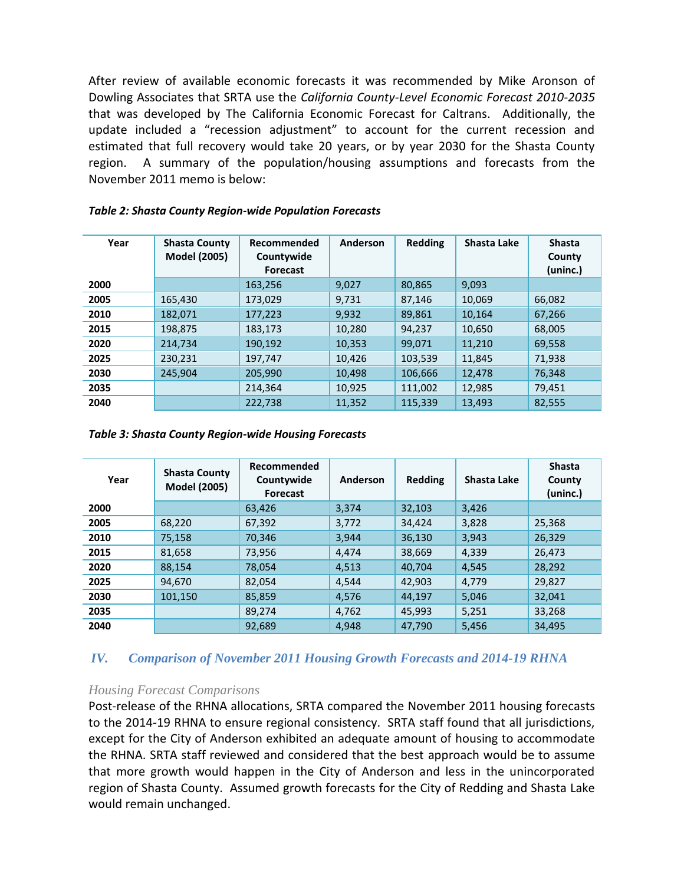After review of available economic forecasts it was recommended by Mike Aronson of Dowling Associates that SRTA use the *California County-Level Economic Forecast 2010-2035* that was developed by The California Economic Forecast for Caltrans. Additionally, the update included a "recession adjustment" to account for the current recession and estimated that full recovery would take 20 years, or by year 2030 for the Shasta County region. A summary of the population/housing assumptions and forecasts from the November 2011 memo is below:

***Table 2: Shasta County Region-wide Population Forecasts***

| Year | Shasta County Model (2005) | Recommended Countywide Forecast | Anderson | Redding | Shasta Lake | Shasta County (uninc.) |
|---|---|---|---|---|---|---|
| **2000** | | 163,256 | 9,027 | 80,865 | 9,093 | |
| **2005** | 165,430 | 173,029 | 9,731 | 87,146 | 10,069 | 66,082 |
| **2010** | 182,071 | 177,223 | 9,932 | 89,861 | 10,164 | 67,266 |
| **2015** | 198,875 | 183,173 | 10,280 | 94,237 | 10,650 | 68,005 |
| **2020** | 214,734 | 190,192 | 10,353 | 99,071 | 11,210 | 69,558 |
| **2025** | 230,231 | 197,747 | 10,426 | 103,539 | 11,845 | 71,938 |
| **2030** | 245,904 | 205,990 | 10,498 | 106,666 | 12,478 | 76,348 |
| **2035** | | 214,364 | 10,925 | 111,002 | 12,985 | 79,451 |
| **2040** | | 222,738 | 11,352 | 115,339 | 13,493 | 82,555 |

***Table 3: Shasta County Region-wide Housing Forecasts***

| Year | Shasta County Model (2005) | Recommended Countywide Forecast | Anderson | Redding | Shasta Lake | Shasta County (uninc.) |
|---|---|---|---|---|---|---|
| **2000** | | 63,426 | 3,374 | 32,103 | 3,426 | |
| **2005** | 68,220 | 67,392 | 3,772 | 34,424 | 3,828 | 25,368 |
| **2010** | 75,158 | 70,346 | 3,944 | 36,130 | 3,943 | 26,329 |
| **2015** | 81,658 | 73,956 | 4,474 | 38,669 | 4,339 | 26,473 |
| **2020** | 88,154 | 78,054 | 4,513 | 40,704 | 4,545 | 28,292 |
| **2025** | 94,670 | 82,054 | 4,544 | 42,903 | 4,779 | 29,827 |
| **2030** | 101,150 | 85,859 | 4,576 | 44,197 | 5,046 | 32,041 |
| **2035** | | 89,274 | 4,762 | 45,993 | 5,251 | 33,268 |
| **2040** | | 92,689 | 4,948 | 47,790 | 5,456 | 34,495 |

## *IV. Comparison of November 2011 Housing Growth Forecasts and 2014-19 RHNA*

### *Housing Forecast Comparisons*

Post-release of the RHNA allocations, SRTA compared the November 2011 housing forecasts to the 2014-19 RHNA to ensure regional consistency. SRTA staff found that all jurisdictions, except for the City of Anderson exhibited an adequate amount of housing to accommodate the RHNA. SRTA staff reviewed and considered that the best approach would be to assume that more growth would happen in the City of Anderson and less in the unincorporated region of Shasta County. Assumed growth forecasts for the City of Redding and Shasta Lake would remain unchanged.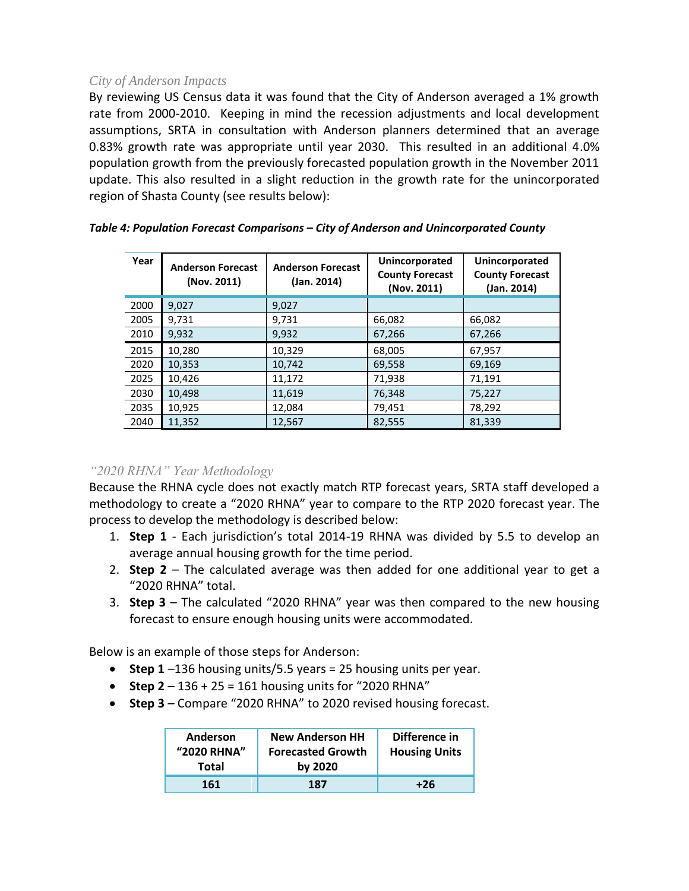*City of Anderson Impacts*

By reviewing US Census data it was found that the City of Anderson averaged a 1% growth rate from 2000-2010. Keeping in mind the recession adjustments and local development assumptions, SRTA in consultation with Anderson planners determined that an average 0.83% growth rate was appropriate until year 2030. This resulted in an additional 4.0% population growth from the previously forecasted population growth in the November 2011 update. This also resulted in a slight reduction in the growth rate for the unincorporated region of Shasta County (see results below):

***Table 4: Population Forecast Comparisons – City of Anderson and Unincorporated County***

| Year | Anderson Forecast (Nov. 2011) | Anderson Forecast (Jan. 2014) | Unincorporated County Forecast (Nov. 2011) | Unincorporated County Forecast (Jan. 2014) |
|---|---|---|---|---|
| 2000 | 9,027 | 9,027 | | |
| 2005 | 9,731 | 9,731 | 66,082 | 66,082 |
| 2010 | 9,932 | 9,932 | 67,266 | 67,266 |
| 2015 | 10,280 | 10,329 | 68,005 | 67,957 |
| 2020 | 10,353 | 10,742 | 69,558 | 69,169 |
| 2025 | 10,426 | 11,172 | 71,938 | 71,191 |
| 2030 | 10,498 | 11,619 | 76,348 | 75,227 |
| 2035 | 10,925 | 12,084 | 79,451 | 78,292 |
| 2040 | 11,352 | 12,567 | 82,555 | 81,339 |

*"2020 RHNA" Year Methodology*

Because the RHNA cycle does not exactly match RTP forecast years, SRTA staff developed a methodology to create a "2020 RHNA" year to compare to the RTP 2020 forecast year. The process to develop the methodology is described below:

1. **Step 1** - Each jurisdiction's total 2014-19 RHNA was divided by 5.5 to develop an average annual housing growth for the time period.
2. **Step 2** – The calculated average was then added for one additional year to get a "2020 RHNA" total.
3. **Step 3** – The calculated "2020 RHNA" year was then compared to the new housing forecast to ensure enough housing units were accommodated.

Below is an example of those steps for Anderson:

- **Step 1** –136 housing units/5.5 years = 25 housing units per year.
- **Step 2** – 136 + 25 = 161 housing units for "2020 RHNA"
- **Step 3** – Compare "2020 RHNA" to 2020 revised housing forecast.

| Anderson "2020 RHNA" Total | New Anderson HH Forecasted Growth by 2020 | Difference in Housing Units |
|---|---|---|
| **161** | **187** | **+26** |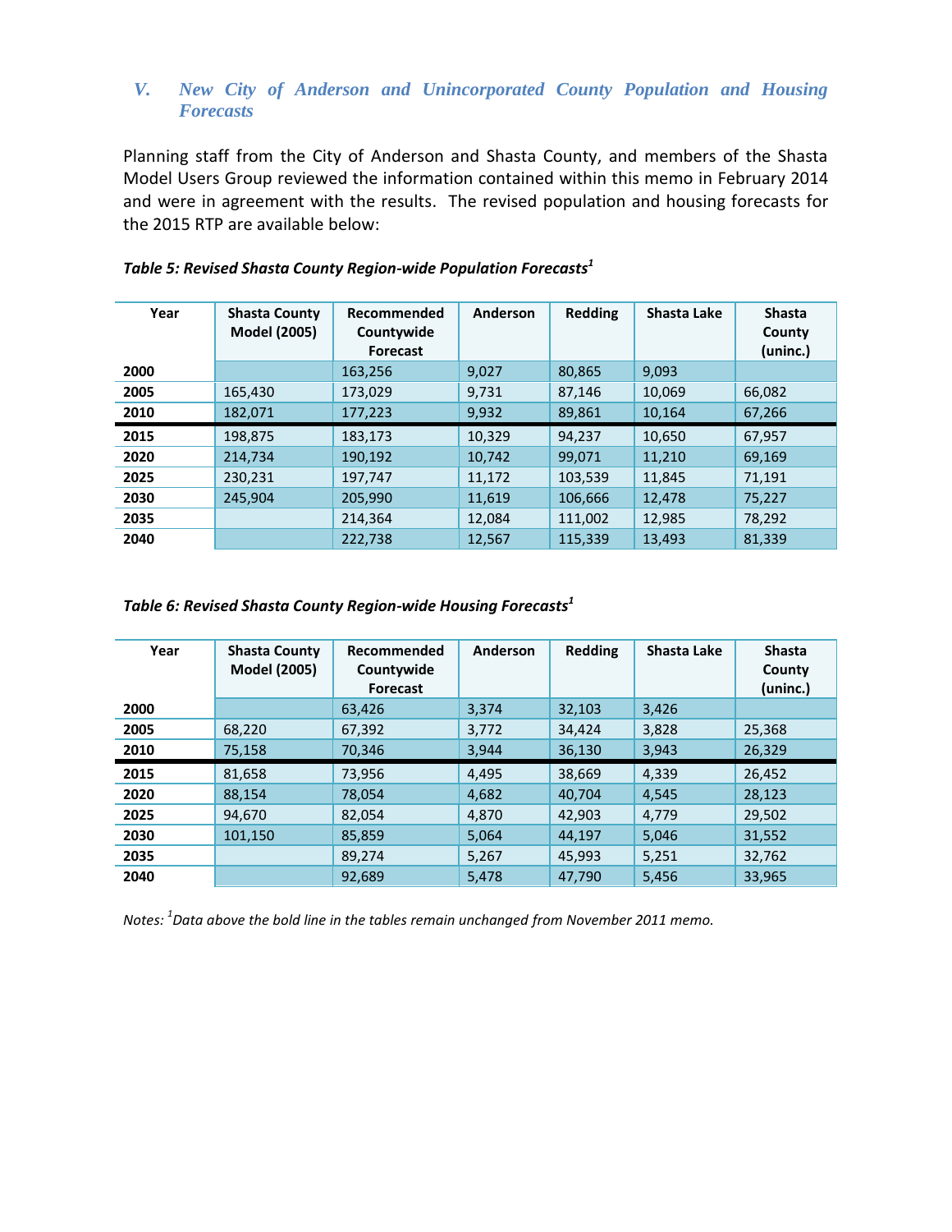## V. *New City of Anderson and Unincorporated County Population and Housing Forecasts*

Planning staff from the City of Anderson and Shasta County, and members of the Shasta Model Users Group reviewed the information contained within this memo in February 2014 and were in agreement with the results. The revised population and housing forecasts for the 2015 RTP are available below:

***Table 5: Revised Shasta County Region-wide Population Forecasts*[1]**

| Year | Shasta County Model (2005) | Recommended Countywide Forecast | Anderson | Redding | Shasta Lake | Shasta County (uninc.) |
|---|---|---|---|---|---|---|
| **2000** | | 163,256 | 9,027 | 80,865 | 9,093 | |
| **2005** | 165,430 | 173,029 | 9,731 | 87,146 | 10,069 | 66,082 |
| **2010** | 182,071 | 177,223 | 9,932 | 89,861 | 10,164 | 67,266 |
| **2015** | 198,875 | 183,173 | 10,329 | 94,237 | 10,650 | 67,957 |
| **2020** | 214,734 | 190,192 | 10,742 | 99,071 | 11,210 | 69,169 |
| **2025** | 230,231 | 197,747 | 11,172 | 103,539 | 11,845 | 71,191 |
| **2030** | 245,904 | 205,990 | 11,619 | 106,666 | 12,478 | 75,227 |
| **2035** | | 214,364 | 12,084 | 111,002 | 12,985 | 78,292 |
| **2040** | | 222,738 | 12,567 | 115,339 | 13,493 | 81,339 |

***Table 6: Revised Shasta County Region-wide Housing Forecasts*[1]**

| Year | Shasta County Model (2005) | Recommended Countywide Forecast | Anderson | Redding | Shasta Lake | Shasta County (uninc.) |
|---|---|---|---|---|---|---|
| **2000** | | 63,426 | 3,374 | 32,103 | 3,426 | |
| **2005** | 68,220 | 67,392 | 3,772 | 34,424 | 3,828 | 25,368 |
| **2010** | 75,158 | 70,346 | 3,944 | 36,130 | 3,943 | 26,329 |
| **2015** | 81,658 | 73,956 | 4,495 | 38,669 | 4,339 | 26,452 |
| **2020** | 88,154 | 78,054 | 4,682 | 40,704 | 4,545 | 28,123 |
| **2025** | 94,670 | 82,054 | 4,870 | 42,903 | 4,779 | 29,502 |
| **2030** | 101,150 | 85,859 | 5,064 | 44,197 | 5,046 | 31,552 |
| **2035** | | 89,274 | 5,267 | 45,993 | 5,251 | 32,762 |
| **2040** | | 92,689 | 5,478 | 47,790 | 5,456 | 33,965 |

*Notes: [1]Data above the bold line in the tables remain unchanged from November 2011 memo.*